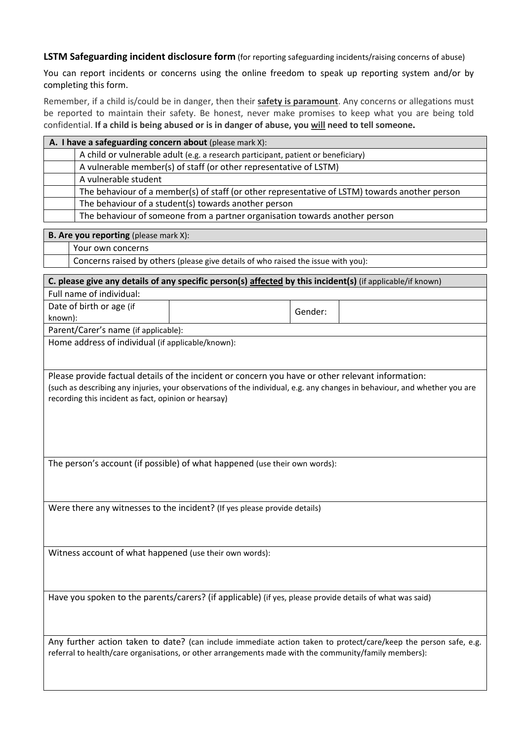**LSTM Safeguarding incident disclosure form** (for reporting safeguarding incidents/raising concerns of abuse)

You can report incidents or concerns using the online freedom to speak up reporting system and/or by completing this form.

Remember, if a child is/could be in danger, then their **safety is paramount**. Any concerns or allegations must be reported to maintain their safety. Be honest, never make promises to keep what you are being told confidential. **If a child is being abused or is in danger of abuse, you will need to tell someone.**

| **A. I have a safeguarding concern about** (please mark X): | |
|---|---|
| | A child or vulnerable adult (e.g. a research participant, patient or beneficiary) |
| | A vulnerable member(s) of staff (or other representative of LSTM) |
| | A vulnerable student |
| | The behaviour of a member(s) of staff (or other representative of LSTM) towards another person |
| | The behaviour of a student(s) towards another person |
| | The behaviour of someone from a partner organisation towards another person |

| **B. Are you reporting** (please mark X): | |
|---|---|
| | Your own concerns |
| | Concerns raised by others (please give details of who raised the issue with you): |

| **C. please give any details of any specific person(s) affected by this incident(s)** (if applicable/if known) | | | |
|---|---|---|---|
| Full name of individual: | | | |
| Date of birth or age (if known): | | Gender: | |
| Parent/Carer's name (if applicable): | | | |
| Home address of individual (if applicable/known): | | | |
| Please provide factual details of the incident or concern you have or other relevant information: (such as describing any injuries, your observations of the individual, e.g. any changes in behaviour, and whether you are recording this incident as fact, opinion or hearsay) | | | |
| The person's account (if possible) of what happened (use their own words): | | | |
| Were there any witnesses to the incident? (If yes please provide details) | | | |
| Witness account of what happened (use their own words): | | | |
| Have you spoken to the parents/carers? (if applicable) (if yes, please provide details of what was said) | | | |
| Any further action taken to date? (can include immediate action taken to protect/care/keep the person safe, e.g. referral to health/care organisations, or other arrangements made with the community/family members): | | | |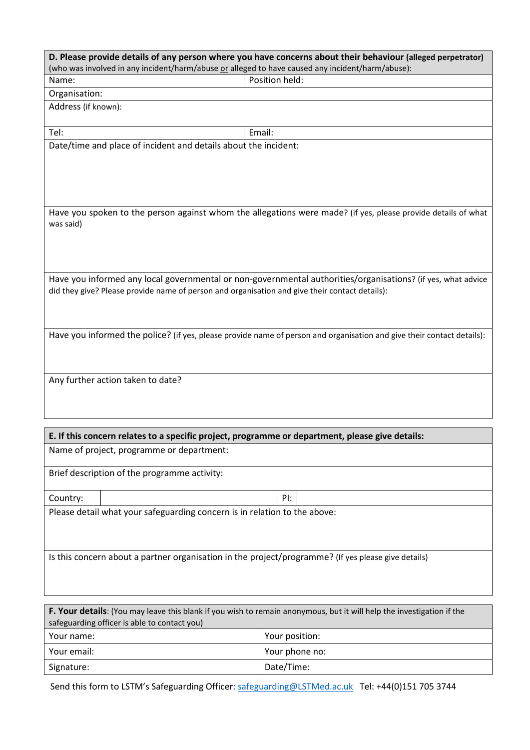| **D. Please provide details of any person where you have concerns about their behaviour** (alleged perpetrator) (who was involved in any incident/harm/abuse or alleged to have caused any incident/harm/abuse): | |
|---|---|
| Name: | Position held: |
| Organisation: | |
| Address (if known): | |
| Tel: | Email: |
| Date/time and place of incident and details about the incident: | |
| Have you spoken to the person against whom the allegations were made? (if yes, please provide details of what was said) | |
| Have you informed any local governmental or non-governmental authorities/organisations? (if yes, what advice did they give? Please provide name of person and organisation and give their contact details): | |
| Have you informed the police? (if yes, please provide name of person and organisation and give their contact details): | |
| Any further action taken to date? | |

| **E. If this concern relates to a specific project, programme or department, please give details:** | | | |
|---|---|---|---|
| Name of project, programme or department: | | | |
| Brief description of the programme activity: | | | |
| Country: | | PI: | |
| Please detail what your safeguarding concern is in relation to the above: | | | |
| Is this concern about a partner organisation in the project/programme? (If yes please give details) | | | |

| **F. Your details**: (You may leave this blank if you wish to remain anonymous, but it will help the investigation if the safeguarding officer is able to contact you) | |
|---|---|
| Your name: | Your position: |
| Your email: | Your phone no: |
| Signature: | Date/Time: |

Send this form to LSTM's Safeguarding Officer: safeguarding@LSTMed.ac.uk Tel: +44(0)151 705 3744